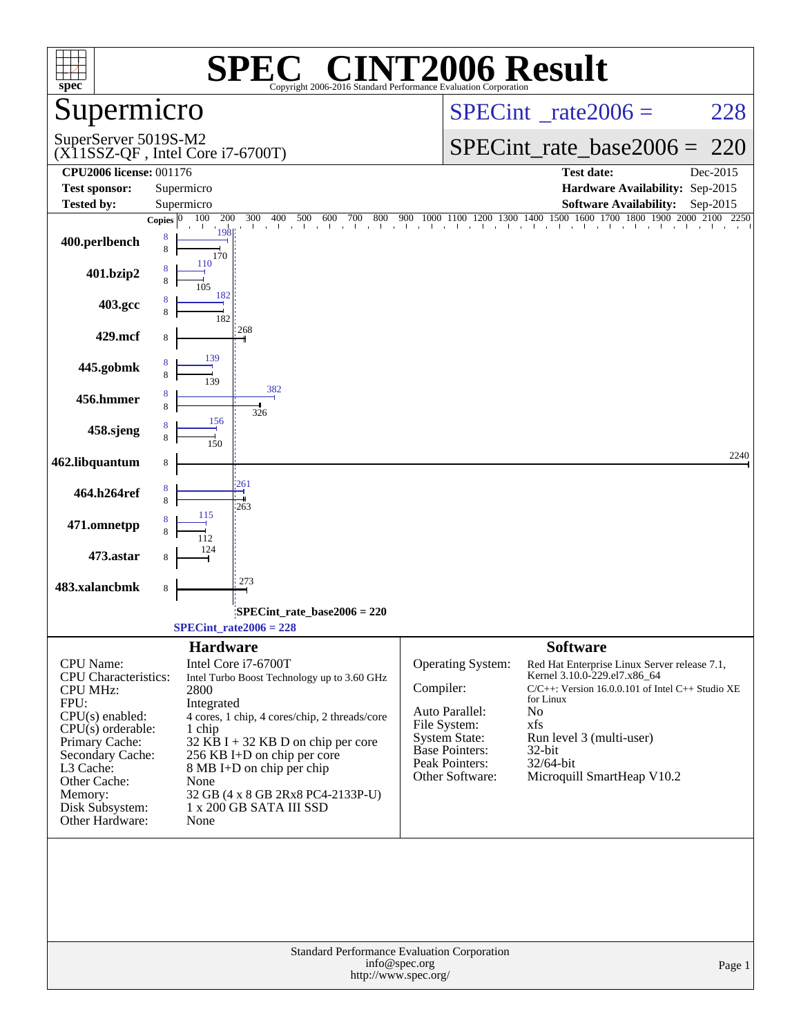# SPEC® CINT2006 Result

Copyright 2006-2016 Standard Performance Evaluation Corporation

## Supermicro

SuperServer 5019S-M2
(X11SSZ-QF , Intel Core i7-6700T)

SPECint_rate2006 = 228

SPECint_rate_base2006 = 220

| | | | |
|---|---|---|---|
| **CPU2006 license:** 001176 | | **Test date:** | Dec-2015 |
| **Test sponsor:** | Supermicro | **Hardware Availability:** | Sep-2015 |
| **Tested by:** | Supermicro | **Software Availability:** | Sep-2015 |

| Benchmark | Copies (peak) | Peak | Copies (base) | Base |
|---|---|---|---|---|
| 400.perlbench | 8 | 198 | 8 | 170 |
| 401.bzip2 | 8 | 110 | 8 | 105 |
| 403.gcc | 8 | 182 | 8 | 182 |
| 429.mcf | | | 8 | 268 |
| 445.gobmk | 8 | 139 | 8 | 139 |
| 456.hmmer | 8 | 382 | 8 | 326 |
| 458.sjeng | 8 | 156 | 8 | 150 |
| 462.libquantum | | | 8 | 2240 |
| 464.h264ref | 8 | 261 | 8 | 263 |
| 471.omnetpp | 8 | 115 | 8 | 112 |
| 473.astar | | | 8 | 124 |
| 483.xalancbmk | | | 8 | 273 |

SPECint_rate_base2006 = 220

SPECint_rate2006 = 228

### Hardware

| | |
|---|---|
| CPU Name: | Intel Core i7-6700T |
| CPU Characteristics: | Intel Turbo Boost Technology up to 3.60 GHz |
| CPU MHz: | 2800 |
| FPU: | Integrated |
| CPU(s) enabled: | 4 cores, 1 chip, 4 cores/chip, 2 threads/core |
| CPU(s) orderable: | 1 chip |
| Primary Cache: | 32 KB I + 32 KB D on chip per core |
| Secondary Cache: | 256 KB I+D on chip per core |
| L3 Cache: | 8 MB I+D on chip per chip |
| Other Cache: | None |
| Memory: | 32 GB (4 x 8 GB 2Rx8 PC4-2133P-U) |
| Disk Subsystem: | 1 x 200 GB SATA III SSD |
| Other Hardware: | None |

### Software

| | |
|---|---|
| Operating System: | Red Hat Enterprise Linux Server release 7.1, Kernel 3.10.0-229.el7.x86_64 |
| Compiler: | C/C++: Version 16.0.0.101 of Intel C++ Studio XE for Linux |
| Auto Parallel: | No |
| File System: | xfs |
| System State: | Run level 3 (multi-user) |
| Base Pointers: | 32-bit |
| Peak Pointers: | 32/64-bit |
| Other Software: | Microquill SmartHeap V10.2 |

Standard Performance Evaluation Corporation
info@spec.org
http://www.spec.org/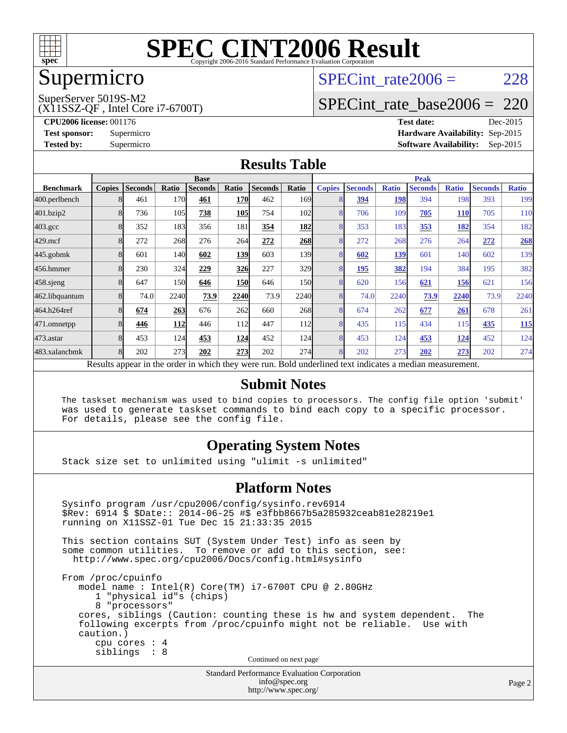# SPEC CINT2006 Result

Copyright 2006-2016 Standard Performance Evaluation Corporation

## Supermicro

SuperServer 5019S-M2
(X11SSZ-QF , Intel Core i7-6700T)

SPECint_rate2006 = 228

SPECint_rate_base2006 = 220

**CPU2006 license:** 001176
**Test sponsor:** Supermicro
**Tested by:** Supermicro

**Test date:** Dec-2015
**Hardware Availability:** Sep-2015
**Software Availability:** Sep-2015

## Results Table

| Benchmark | Base | | | | | | | Peak | | | | | | |
|---|---|---|---|---|---|---|---|---|---|---|---|---|---|---|
| | Copies | Seconds | Ratio | Seconds | Ratio | Seconds | Ratio | Copies | Seconds | Ratio | Seconds | Ratio | Seconds | Ratio |
| 400.perlbench | 8 | 461 | 170 | **461** | **170** | 462 | 169 | 8 | **394** | **198** | 394 | 198 | 393 | 199 |
| 401.bzip2 | 8 | 736 | 105 | **738** | **105** | 754 | 102 | 8 | 706 | 109 | **705** | **110** | 705 | 110 |
| 403.gcc | 8 | 352 | 183 | 356 | 181 | **354** | **182** | 8 | 353 | 183 | **353** | **182** | 354 | 182 |
| 429.mcf | 8 | 272 | 268 | 276 | 264 | **272** | **268** | 8 | 272 | 268 | 276 | 264 | **272** | **268** |
| 445.gobmk | 8 | 601 | 140 | **602** | **139** | 603 | 139 | 8 | **602** | **139** | 601 | 140 | 602 | 139 |
| 456.hmmer | 8 | 230 | 324 | **229** | **326** | 227 | 329 | 8 | **195** | **382** | 194 | 384 | 195 | 382 |
| 458.sjeng | 8 | 647 | 150 | **646** | **150** | 646 | 150 | 8 | 620 | 156 | **621** | **156** | 621 | 156 |
| 462.libquantum | 8 | 74.0 | 2240 | **73.9** | **2240** | 73.9 | 2240 | 8 | 74.0 | 2240 | **73.9** | **2240** | 73.9 | 2240 |
| 464.h264ref | 8 | **674** | **263** | 676 | 262 | 660 | 268 | 8 | 674 | 262 | **677** | **261** | 678 | 261 |
| 471.omnetpp | 8 | **446** | **112** | 446 | 112 | 447 | 112 | 8 | 435 | 115 | 434 | 115 | **435** | **115** |
| 473.astar | 8 | 453 | 124 | **453** | **124** | 452 | 124 | 8 | 453 | 124 | **453** | **124** | 452 | 124 |
| 483.xalancbmk | 8 | 202 | 273 | **202** | **273** | 202 | 274 | 8 | 202 | 273 | **202** | **273** | 202 | 274 |

Results appear in the order in which they were run. Bold underlined text indicates a median measurement.

## Submit Notes

```
The taskset mechanism was used to bind copies to processors. The config file option 'submit'
was used to generate taskset commands to bind each copy to a specific processor.
For details, please see the config file.
```

## Operating System Notes

```
Stack size set to unlimited using "ulimit -s unlimited"
```

## Platform Notes

```
Sysinfo program /usr/cpu2006/config/sysinfo.rev6914
$Rev: 6914 $ $Date:: 2014-06-25 #$ e3fbb8667b5a285932ceab81e28219e1
running on X11SSZ-01 Tue Dec 15 21:33:35 2015

This section contains SUT (System Under Test) info as seen by
some common utilities.  To remove or add to this section, see:
  http://www.spec.org/cpu2006/Docs/config.html#sysinfo

From /proc/cpuinfo
   model name : Intel(R) Core(TM) i7-6700T CPU @ 2.80GHz
      1 "physical id"s (chips)
      8 "processors"
   cores, siblings (Caution: counting these is hw and system dependent.  The
   following excerpts from /proc/cpuinfo might not be reliable.  Use with
   caution.)
      cpu cores : 4
      siblings  : 8
```

Continued on next page

Standard Performance Evaluation Corporation
info@spec.org
http://www.spec.org/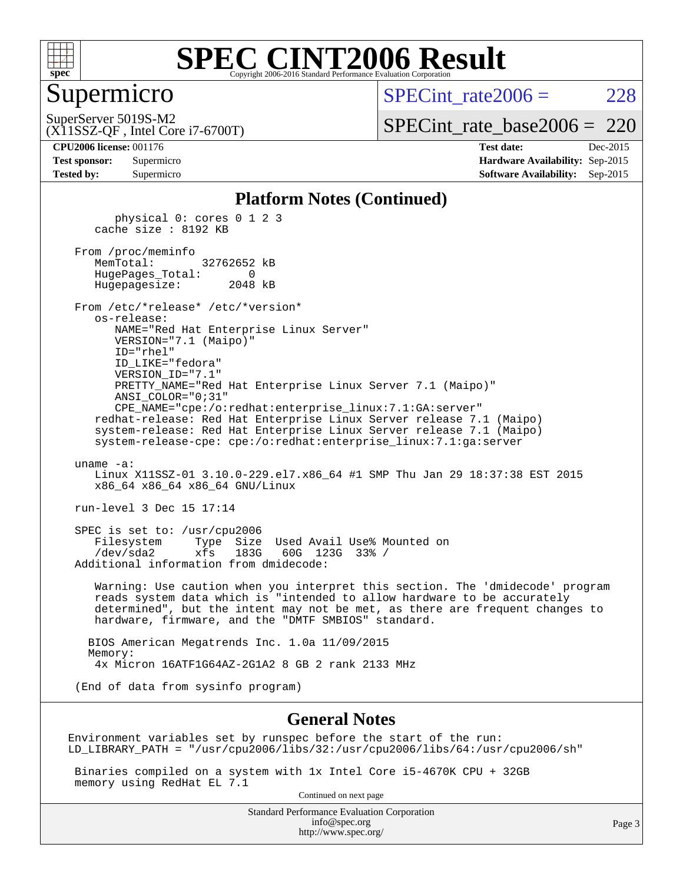# SPEC CINT2006 Result

Copyright 2006-2016 Standard Performance Evaluation Corporation

## Supermicro

SuperServer 5019S-M2
(X11SSZ-QF , Intel Core i7-6700T)

SPECint_rate2006 = 228

SPECint_rate_base2006 = 220

| | | | |
|---|---|---|---|
| **CPU2006 license:** 001176 | | **Test date:** | Dec-2015 |
| **Test sponsor:** | Supermicro | **Hardware Availability:** | Sep-2015 |
| **Tested by:** | Supermicro | **Software Availability:** | Sep-2015 |

## Platform Notes (Continued)

```
        physical 0: cores 0 1 2 3
     cache size : 8192 KB

  From /proc/meminfo
     MemTotal:       32762652 kB
     HugePages_Total:       0
     Hugepagesize:       2048 kB

  From /etc/*release* /etc/*version*
     os-release:
        NAME="Red Hat Enterprise Linux Server"
        VERSION="7.1 (Maipo)"
        ID="rhel"
        ID_LIKE="fedora"
        VERSION_ID="7.1"
        PRETTY_NAME="Red Hat Enterprise Linux Server 7.1 (Maipo)"
        ANSI_COLOR="0;31"
        CPE_NAME="cpe:/o:redhat:enterprise_linux:7.1:GA:server"
     redhat-release: Red Hat Enterprise Linux Server release 7.1 (Maipo)
     system-release: Red Hat Enterprise Linux Server release 7.1 (Maipo)
     system-release-cpe: cpe:/o:redhat:enterprise_linux:7.1:ga:server

  uname -a:
     Linux X11SSZ-01 3.10.0-229.el7.x86_64 #1 SMP Thu Jan 29 18:37:38 EST 2015
     x86_64 x86_64 x86_64 GNU/Linux

  run-level 3 Dec 15 17:14

  SPEC is set to: /usr/cpu2006
     Filesystem     Type  Size  Used Avail Use% Mounted on
     /dev/sda2      xfs   183G   60G  123G  33% /
  Additional information from dmidecode:

     Warning: Use caution when you interpret this section. The 'dmidecode' program
     reads system data which is "intended to allow hardware to be accurately
     determined", but the intent may not be met, as there are frequent changes to
     hardware, firmware, and the "DMTF SMBIOS" standard.

    BIOS American Megatrends Inc. 1.0a 11/09/2015
    Memory:
     4x Micron 16ATF1G64AZ-2G1A2 8 GB 2 rank 2133 MHz

  (End of data from sysinfo program)
```

## General Notes

```
Environment variables set by runspec before the start of the run:
LD_LIBRARY_PATH = "/usr/cpu2006/libs/32:/usr/cpu2006/libs/64:/usr/cpu2006/sh"

 Binaries compiled on a system with 1x Intel Core i5-4670K CPU + 32GB
 memory using RedHat EL 7.1
```

Continued on next page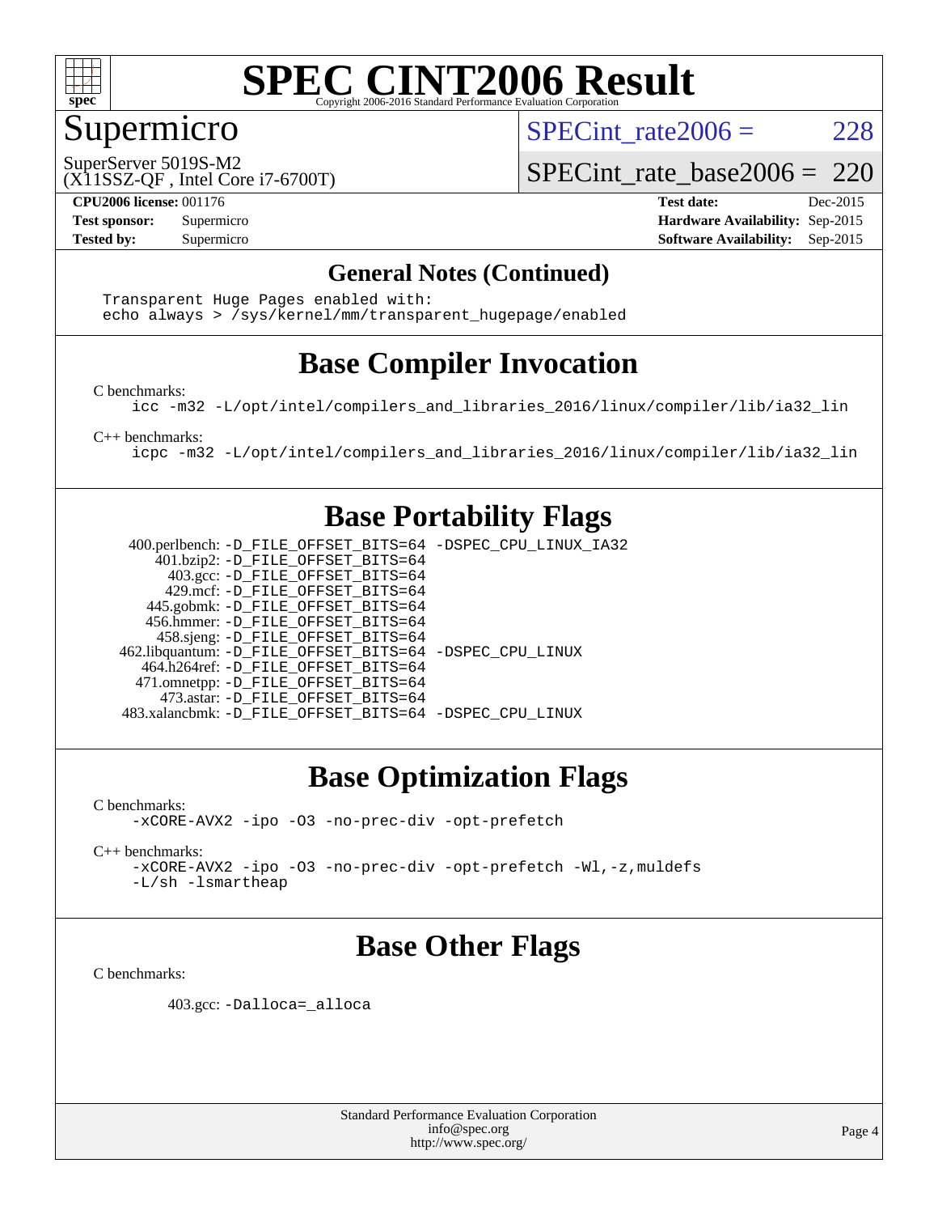# SPEC CINT2006 Result

Copyright 2006-2016 Standard Performance Evaluation Corporation

## Supermicro

SuperServer 5019S-M2
(X11SSZ-QF , Intel Core i7-6700T)

SPECint_rate2006 = 228

SPECint_rate_base2006 = 220

**CPU2006 license:** 001176
**Test sponsor:** Supermicro
**Tested by:** Supermicro

**Test date:** Dec-2015
**Hardware Availability:** Sep-2015
**Software Availability:** Sep-2015

### General Notes (Continued)

```
Transparent Huge Pages enabled with:
echo always > /sys/kernel/mm/transparent_hugepage/enabled
```

## Base Compiler Invocation

C benchmarks:

```
icc -m32 -L/opt/intel/compilers_and_libraries_2016/linux/compiler/lib/ia32_lin
```

C++ benchmarks:

```
icpc -m32 -L/opt/intel/compilers_and_libraries_2016/linux/compiler/lib/ia32_lin
```

## Base Portability Flags

```
 400.perlbench: -D_FILE_OFFSET_BITS=64 -DSPEC_CPU_LINUX_IA32
    401.bzip2: -D_FILE_OFFSET_BITS=64
      403.gcc: -D_FILE_OFFSET_BITS=64
      429.mcf: -D_FILE_OFFSET_BITS=64
   445.gobmk: -D_FILE_OFFSET_BITS=64
   456.hmmer: -D_FILE_OFFSET_BITS=64
   458.sjeng: -D_FILE_OFFSET_BITS=64
462.libquantum: -D_FILE_OFFSET_BITS=64 -DSPEC_CPU_LINUX
  464.h264ref: -D_FILE_OFFSET_BITS=64
 471.omnetpp: -D_FILE_OFFSET_BITS=64
    473.astar: -D_FILE_OFFSET_BITS=64
483.xalancbmk: -D_FILE_OFFSET_BITS=64 -DSPEC_CPU_LINUX
```

## Base Optimization Flags

C benchmarks:

```
-xCORE-AVX2 -ipo -O3 -no-prec-div -opt-prefetch
```

C++ benchmarks:

```
-xCORE-AVX2 -ipo -O3 -no-prec-div -opt-prefetch -Wl,-z,muldefs
-L/sh -lsmartheap
```

## Base Other Flags

C benchmarks:

```
403.gcc: -Dalloca=_alloca
```

Standard Performance Evaluation Corporation
info@spec.org
http://www.spec.org/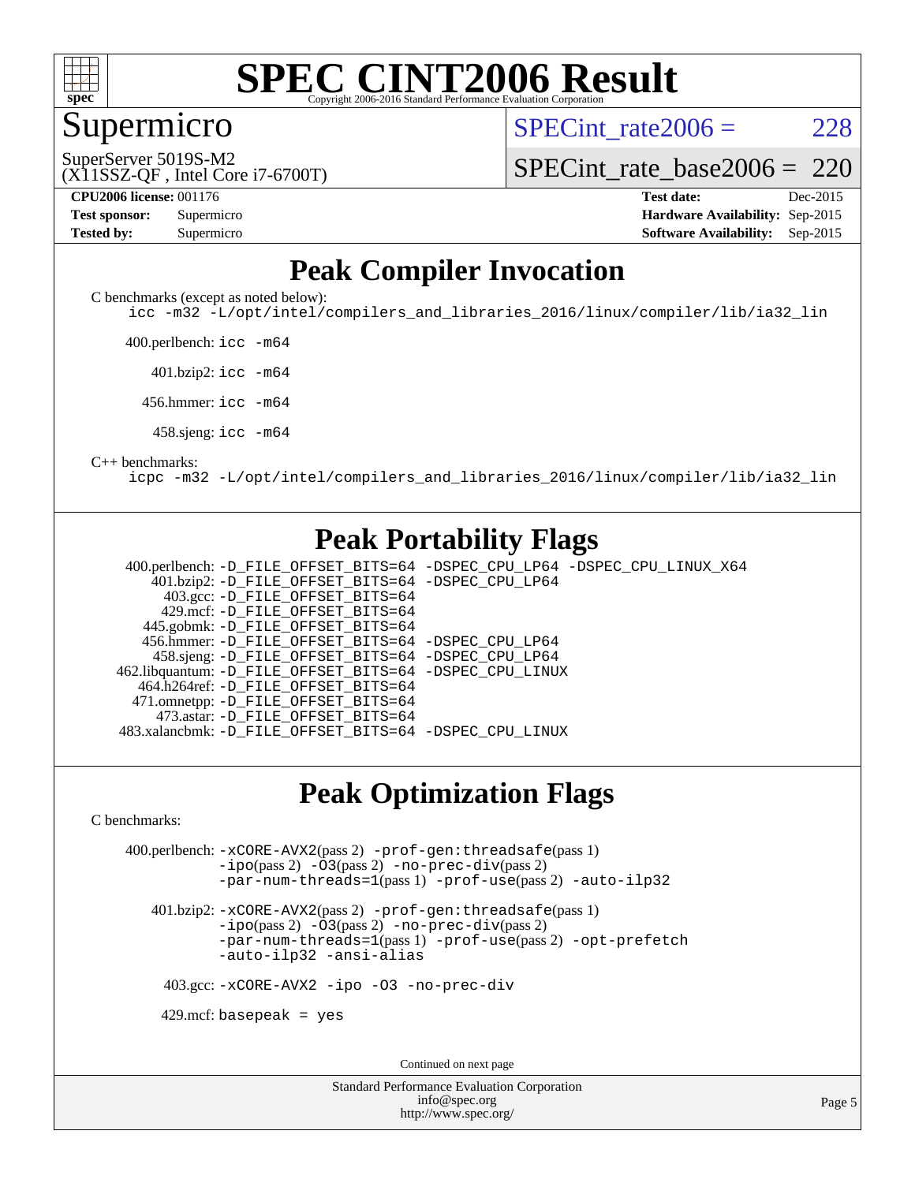# SPEC CINT2006 Result

Copyright 2006-2016 Standard Performance Evaluation Corporation

## Supermicro

SuperServer 5019S-M2
(X11SSZ-QF , Intel Core i7-6700T)

SPECint_rate2006 = 228

SPECint_rate_base2006 = 220

**CPU2006 license:** 001176
**Test sponsor:** Supermicro
**Tested by:** Supermicro

**Test date:** Dec-2015
**Hardware Availability:** Sep-2015
**Software Availability:** Sep-2015

## Peak Compiler Invocation

C benchmarks (except as noted below):
icc -m32 -L/opt/intel/compilers_and_libraries_2016/linux/compiler/lib/ia32_lin

400.perlbench: icc -m64

401.bzip2: icc -m64

456.hmmer: icc -m64

458.sjeng: icc -m64

C++ benchmarks:
icpc -m32 -L/opt/intel/compilers_and_libraries_2016/linux/compiler/lib/ia32_lin

## Peak Portability Flags

400.perlbench: -D_FILE_OFFSET_BITS=64 -DSPEC_CPU_LP64 -DSPEC_CPU_LINUX_X64
401.bzip2: -D_FILE_OFFSET_BITS=64 -DSPEC_CPU_LP64
403.gcc: -D_FILE_OFFSET_BITS=64
429.mcf: -D_FILE_OFFSET_BITS=64
445.gobmk: -D_FILE_OFFSET_BITS=64
456.hmmer: -D_FILE_OFFSET_BITS=64 -DSPEC_CPU_LP64
458.sjeng: -D_FILE_OFFSET_BITS=64 -DSPEC_CPU_LP64
462.libquantum: -D_FILE_OFFSET_BITS=64 -DSPEC_CPU_LINUX
464.h264ref: -D_FILE_OFFSET_BITS=64
471.omnetpp: -D_FILE_OFFSET_BITS=64
473.astar: -D_FILE_OFFSET_BITS=64
483.xalancbmk: -D_FILE_OFFSET_BITS=64 -DSPEC_CPU_LINUX

## Peak Optimization Flags

C benchmarks:

400.perlbench: -xCORE-AVX2(pass 2) -prof-gen:threadsafe(pass 1) -ipo(pass 2) -O3(pass 2) -no-prec-div(pass 2) -par-num-threads=1(pass 1) -prof-use(pass 2) -auto-ilp32

401.bzip2: -xCORE-AVX2(pass 2) -prof-gen:threadsafe(pass 1) -ipo(pass 2) -O3(pass 2) -no-prec-div(pass 2) -par-num-threads=1(pass 1) -prof-use(pass 2) -opt-prefetch -auto-ilp32 -ansi-alias

403.gcc: -xCORE-AVX2 -ipo -O3 -no-prec-div

429.mcf: basepeak = yes

Continued on next page

Standard Performance Evaluation Corporation
info@spec.org
http://www.spec.org/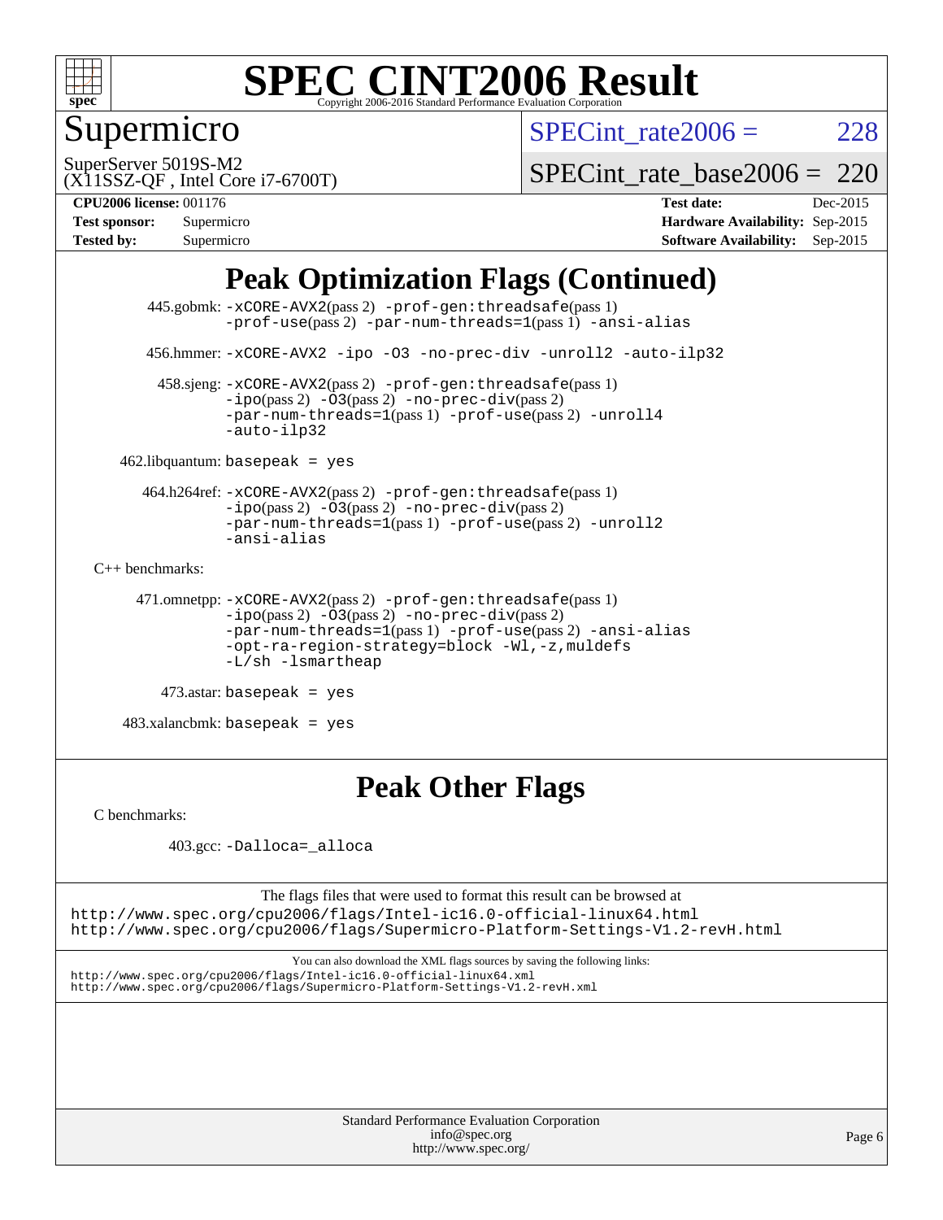# SPEC CINT2006 Result

Copyright 2006-2016 Standard Performance Evaluation Corporation

## Supermicro

SuperServer 5019S-M2
(X11SSZ-QF , Intel Core i7-6700T)

SPECint_rate2006 = 228

SPECint_rate_base2006 = 220

**CPU2006 license:** 001176
**Test sponsor:** Supermicro
**Tested by:** Supermicro

**Test date:** Dec-2015
**Hardware Availability:** Sep-2015
**Software Availability:** Sep-2015

## Peak Optimization Flags (Continued)

445.gobmk: -xCORE-AVX2(pass 2) -prof-gen:threadsafe(pass 1) -prof-use(pass 2) -par-num-threads=1(pass 1) -ansi-alias

456.hmmer: -xCORE-AVX2 -ipo -O3 -no-prec-div -unroll2 -auto-ilp32

458.sjeng: -xCORE-AVX2(pass 2) -prof-gen:threadsafe(pass 1) -ipo(pass 2) -O3(pass 2) -no-prec-div(pass 2) -par-num-threads=1(pass 1) -prof-use(pass 2) -unroll4 -auto-ilp32

462.libquantum: basepeak = yes

464.h264ref: -xCORE-AVX2(pass 2) -prof-gen:threadsafe(pass 1) -ipo(pass 2) -O3(pass 2) -no-prec-div(pass 2) -par-num-threads=1(pass 1) -prof-use(pass 2) -unroll2 -ansi-alias

C++ benchmarks:

471.omnetpp: -xCORE-AVX2(pass 2) -prof-gen:threadsafe(pass 1) -ipo(pass 2) -O3(pass 2) -no-prec-div(pass 2) -par-num-threads=1(pass 1) -prof-use(pass 2) -ansi-alias -opt-ra-region-strategy=block -Wl,-z,muldefs -L/sh -lsmartheap

473.astar: basepeak = yes

483.xalancbmk: basepeak = yes

## Peak Other Flags

C benchmarks:

403.gcc: -Dalloca=_alloca

The flags files that were used to format this result can be browsed at
http://www.spec.org/cpu2006/flags/Intel-ic16.0-official-linux64.html
http://www.spec.org/cpu2006/flags/Supermicro-Platform-Settings-V1.2-revH.html

You can also download the XML flags sources by saving the following links:
http://www.spec.org/cpu2006/flags/Intel-ic16.0-official-linux64.xml
http://www.spec.org/cpu2006/flags/Supermicro-Platform-Settings-V1.2-revH.xml

Standard Performance Evaluation Corporation
info@spec.org
http://www.spec.org/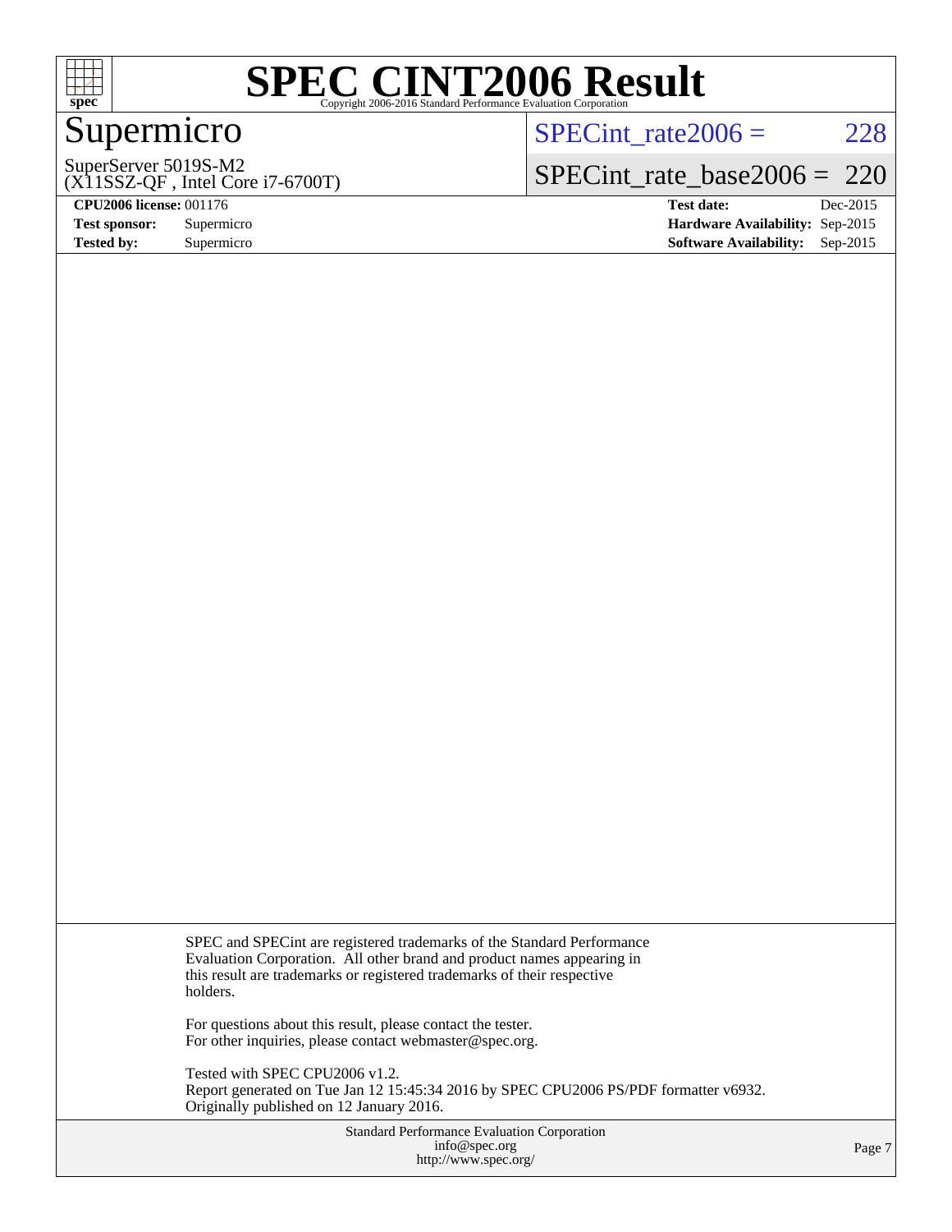SPEC and SPECint are registered trademarks of the Standard Performance Evaluation Corporation. All other brand and product names appearing in this result are trademarks or registered trademarks of their respective holders.

For questions about this result, please contact the tester.
For other inquiries, please contact webmaster@spec.org.

Tested with SPEC CPU2006 v1.2.
Report generated on Tue Jan 12 15:45:34 2016 by SPEC CPU2006 PS/PDF formatter v6932.
Originally published on 12 January 2016.